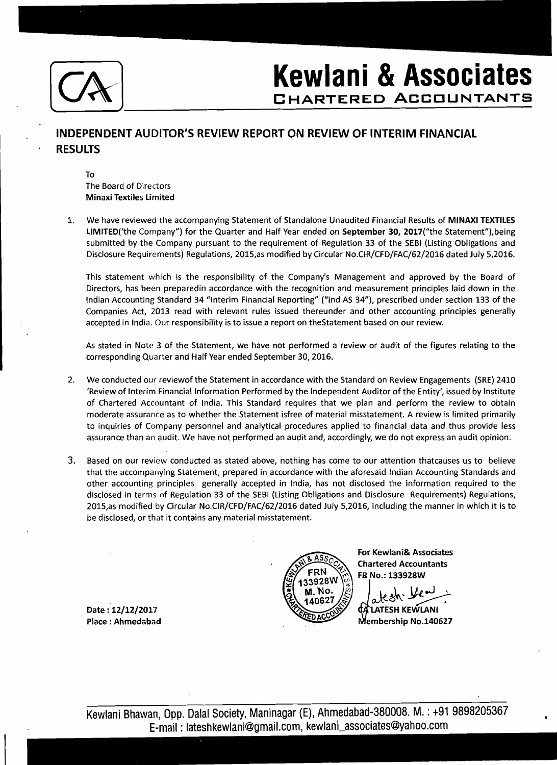# Kewlani & Associates
## CHARTERED ACCOUNTANTS

## INDEPENDENT AUDITOR'S REVIEW REPORT ON REVIEW OF INTERIM FINANCIAL RESULTS

To
The Board of Directors
**Minaxi Textiles Limited**

1. We have reviewed the accompanying Statement of Standalone Unaudited Financial Results of **MINAXI TEXTILES LIMITED**('the Company") for the Quarter and Half Year ended on **September 30, 2017**("the Statement"),being submitted by the Company pursuant to the requirement of Regulation 33 of the SEBI (Listing Obligations and Disclosure Requirements) Regulations, 2015,as modified by Circular No.CIR/CFD/FAC/62/2016 dated July 5,2016.

   This statement which is the responsibility of the Company's Management and approved by the Board of Directors, has been preparedin accordance with the recognition and measurement principles laid down in the Indian Accounting Standard 34 "Interim Financial Reporting" ("Ind AS 34"), prescribed under section 133 of the Companies Act, 2013 read with relevant rules issued thereunder and other accounting principles generally accepted in India. Our responsibility is to issue a report on theStatement based on our review.

   As stated in Note 3 of the Statement, we have not performed a review or audit of the figures relating to the corresponding Quarter and Half Year ended September 30, 2016.

2. We conducted our reviewof the Statement in accordance with the Standard on Review Engagements (SRE) 2410 'Review of Interim Financial Information Performed by the Independent Auditor of the Entity', issued by Institute of Chartered Accountant of India. This Standard requires that we plan and perform the review to obtain moderate assurance as to whether the Statement isfree of material misstatement. A review is limited primarily to inquiries of Company personnel and analytical procedures applied to financial data and thus provide less assurance than an audit. We have not performed an audit and, accordingly, we do not express an audit opinion.

3. Based on our review conducted as stated above, nothing has come to our attention thatcauses us to believe that the accompanying Statement, prepared in accordance with the aforesaid Indian Accounting Standards and other accounting principles generally accepted in India, has not disclosed the information required to the disclosed in terms of Regulation 33 of the SEBI (Listing Obligations and Disclosure Requirements) Regulations, 2015,as modified by Circular No.CIR/CFD/FAC/62/2016 dated July 5,2016, including the manner in which it is to be disclosed, or that it contains any material misstatement.

**For Kewlani& Associates**
**Chartered Accountants**
**FR No.: 133928W**

**CA LATESH KEWLANI**
**Membership No.140627**

**Date : 12/12/2017**
**Place : Ahmedabad**

Kewlani Bhawan, Opp. Dalal Society, Maninagar (E), Ahmedabad-380008. M. : +91 9898205367
E-mail : lateshkewlani@gmail.com, kewlani_associates@yahoo.com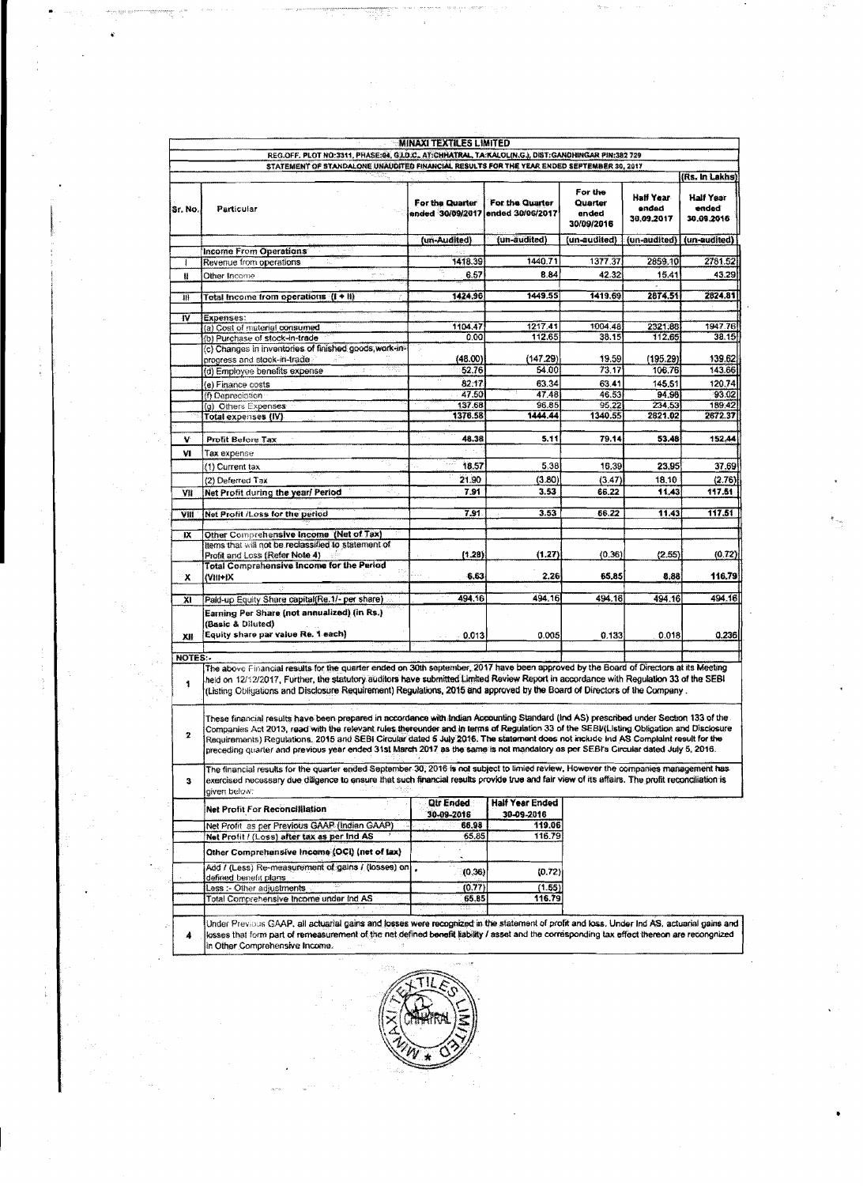# MINAXI TEXTILES LIMITED

REG.OFF. PLOT NO:3311, PHASE:04, G.I.D.C., AT:CHHATRAL, TA:KALOL(N.G.), DIST:GANDHINGAR PIN:382 729

STATEMENT OF STANDALONE UNAUDITED FINANCIAL RESULTS FOR THE YEAR ENDED SEPTEMBER 30, 2017

(Rs. In Lakhs)

| Sr. No. | Particular | For the Quarter ended 30/09/2017 | For the Quarter ended 30/06/2017 | For the Quarter ended 30/09/2016 | Half Year ended 30.09.2017 | Half Year ended 30.09.2016 |
|---|---|---|---|---|---|---|
| | | (un-Audited) | (un-audited) | (un-audited) | (un-audited) | (un-audited) |
| | **Income From Operations** | | | | | |
| I | Revenue from operations | 1418.39 | 1440.71 | 1377.37 | 2859.10 | 2781.52 |
| II | Other Income | 6.57 | 8.84 | 42.32 | 15.41 | 43.29 |
| III | **Total Income from operations (I + II)** | 1424.96 | 1449.55 | 1419.69 | 2874.51 | 2824.81 |
| IV | Expenses: | | | | | |
| | (a) Cost of material consumed | 1104.47 | 1217.41 | 1004.48 | 2321.88 | 1947.76 |
| | (b) Purchase of stock-in-trade | 0.00 | 112.65 | 38.15 | 112.65 | 38.15 |
| | (c) Changes in inventories of finished goods,work-in-progress and stock-in-trade | (48.00) | (147.29) | 19.59 | (195.29) | 139.62 |
| | (d) Employee benefits expense | 52.76 | 54.00 | 73.17 | 106.76 | 143.66 |
| | (e) Finance costs | 82.17 | 63.34 | 63.41 | 145.51 | 120.74 |
| | (f) Depreciation | 47.50 | 47.48 | 46.53 | 94.98 | 93.02 |
| | (g) Others Expenses | 137.68 | 96.85 | 95.22 | 234.53 | 189.42 |
| | **Total expenses (IV)** | 1376.58 | 1444.44 | 1340.55 | 2821.02 | 2672.37 |
| V | **Profit Before Tax** | 48.38 | 5.11 | 79.14 | 53.48 | 152.44 |
| VI | Tax expense | | | | | |
| | (1) Current tax | 18.57 | 5.38 | 16.39 | 23.95 | 37.69 |
| | (2) Deferred Tax | 21.90 | (3.80) | (3.47) | 18.10 | (2.76) |
| VII | **Net Profit during the year/ Period** | 7.91 | 3.53 | 66.22 | 11.43 | 117.51 |
| VIII | **Net Profit /Loss for the period** | 7.91 | 3.53 | 66.22 | 11.43 | 117.51 |
| IX | **Other Comprehensive Income (Net of Tax)** | | | | | |
| | Items that will not be reclassified to statement of Profit and Loss (Refer Note 4) | (1.28) | (1.27) | (0.36) | (2.55) | (0.72) |
| X | **Total Comprehensive Income for the Period (VIII+IX)** | 6.63 | 2.26 | 65.85 | 8.88 | 116.79 |
| XI | Paid-up Equity Share capital(Re.1/- per share) | 494.16 | 494.16 | 494.16 | 494.16 | 494.16 |
| XII | **Earning Per Share (not annualized) (in Rs.) (Basic & Diluted) Equity share par value Re. 1 each)** | 0.013 | 0.005 | 0.133 | 0.018 | 0.236 |

**NOTES:-**

1. The above Financial results for the quarter ended on 30th september, 2017 have been approved by the Board of Directors at its Meeting held on 12/12/2017, Further, the statutory auditors have submitted Limited Review Report in accordance with Regulation 33 of the SEBI (Listing Obligations and Disclosure Requirement) Regulations, 2015 and approved by the Board of Directors of the Company .

2. These financial results have been prepared in accordance with Indian Accounting Standard (Ind AS) prescribed under Section 133 of the Companies Act 2013, read with the relevant rules thereunder and in terms of Regulation 33 of the SEBI/(Listing Obligation and Disclosure Requirements) Regulations, 2015 and SEBI Circular dated 5 July 2016. The statement does not include Ind AS Complaint result for the preceding quarter and previous year ended 31st March 2017 as the same is not mandatory as per SEBI's Circular dated July 5, 2016.

3. The financial results for the quarter ended September 30, 2016 is not subject to limied review, However the companies management has exercised necessary due diligence to ensure that such financial results provide true and fair view of its affairs. The profit reconciliation is given below:

| Net Profit For Reconciliation | Qtr Ended 30-09-2016 | Half Year Ended 30-09-2016 |
|---|---|---|
| Net Profit as per Previous GAAP (Indian GAAP) | 66.98 | 119.06 |
| **Net Profit / (Loss) after tax as per Ind AS** | 65.85 | 116.79 |
| **Other Comprehensive Income (OCI) (net of tax)** | | |
| Add / (Less) Re-measurement of gains / (losses) on defined benefit plans | (0.36) | (0.72) |
| Less :- Other adjustments | (0.77) | (1.55) |
| Total Comprehensive Income under Ind AS | 65.85 | 116.79 |

4. Under Previous GAAP, all actuarial gains and losses were recognized in the statement of profit and loss. Under Ind AS, actuarial gains and losses that form part of remeasurement of the net defined benefit liability / asset and the corresponding tax effect thereon are recognized in Other Comprehensive Income.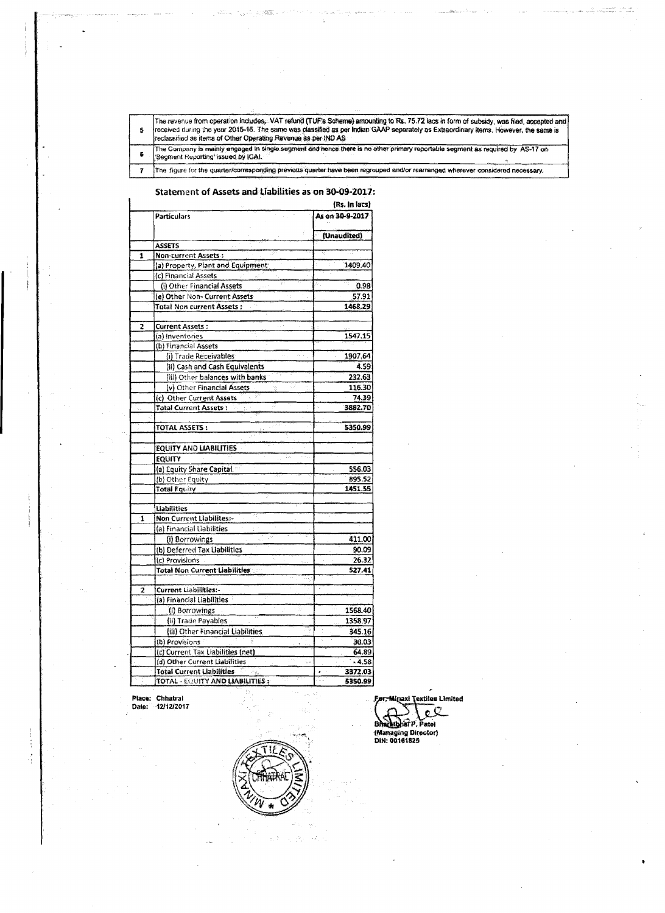| | |
|---|---|
| 5 | The revenue from operation includes, VAT refund (TUF's Scheme) amounting to Rs. 75.72 lacs in form of subsidy, was filed, accepted and received during the year 2015-16. The same was classified as per Indian GAAP separately as Extraordinary items. However, the same is reclassified as items of Other Operating Revenue as per IND AS |
| 6 | The Company is mainly engaged in single segment and hence there is no other primary reportable segment as required by AS-17 on 'Segment Reporting' issued by ICAI. |
| 7 | The figure for the quarter/corresponding previous quarter have been regrouped and/or rearranged wherever considered necessary. |

## Statement of Assets and Liabilities as on 30-09-2017:

(Rs. In lacs)

| | Particulars | As on 30-9-2017 |
|---|---|---|
| | | (Unaudited) |
| | **ASSETS** | |
| 1 | **Non-current Assets :** | |
| | (a) Property, Plant and Equipment | 1409.40 |
| | (c) Financial Assets | |
| | (i) Other Financial Assets | 0.98 |
| | (e) Other Non- Current Assets | 57.91 |
| | **Total Non current Assets :** | **1468.29** |
| | | |
| 2 | **Current Assets :** | |
| | (a) Inventories | 1547.15 |
| | (b) Financial Assets | |
| | (i) Trade Receivables | 1907.64 |
| | (ii) Cash and Cash Equivalents | 4.59 |
| | (iii) Other balances with banks | 232.63 |
| | (v) Other Financial Assets | 116.30 |
| | (c) Other Current Assets | 74.39 |
| | **Total Current Assets :** | **3882.70** |
| | | |
| | **TOTAL ASSETS :** | **5350.99** |
| | | |
| | **EQUITY AND LIABILITIES** | |
| | **EQUITY** | |
| | (a) Equity Share Capital | 556.03 |
| | (b) Other Equity | 895.52 |
| | **Total Equity** | **1451.55** |
| | | |
| | **Liabilities** | |
| 1 | **Non Current Liabilites:-** | |
| | (a) Financial Liabilities | |
| | (i) Borrowings | 411.00 |
| | (b) Deferred Tax Liabilities | 90.09 |
| | (c) Provisions | 26.32 |
| | **Total Non Current Liabilities** | **527.41** |
| | | |
| 2 | **Current Liabilities:-** | |
| | (a) Financial Liabilities | |
| | (i) Borrowings | 1568.40 |
| | (ii) Trade Payables | 1358.97 |
| | (iii) Other Financial Liabilities | 345.16 |
| | (b) Provisions | 30.03 |
| | (c) Current Tax Liabilities (net) | 64.89 |
| | (d) Other Current Liabilities | 4.58 |
| | **Total Current Liabilities** | **3372.03** |
| | **TOTAL - EQUITY AND LIABILITIES :** | **5350.99** |

Place: Chhatral
Date: 12/12/2017

For, Minaxi Textiles Limited

Bharatbhai P. Patel
(Managing Director)
DIN: 00161825